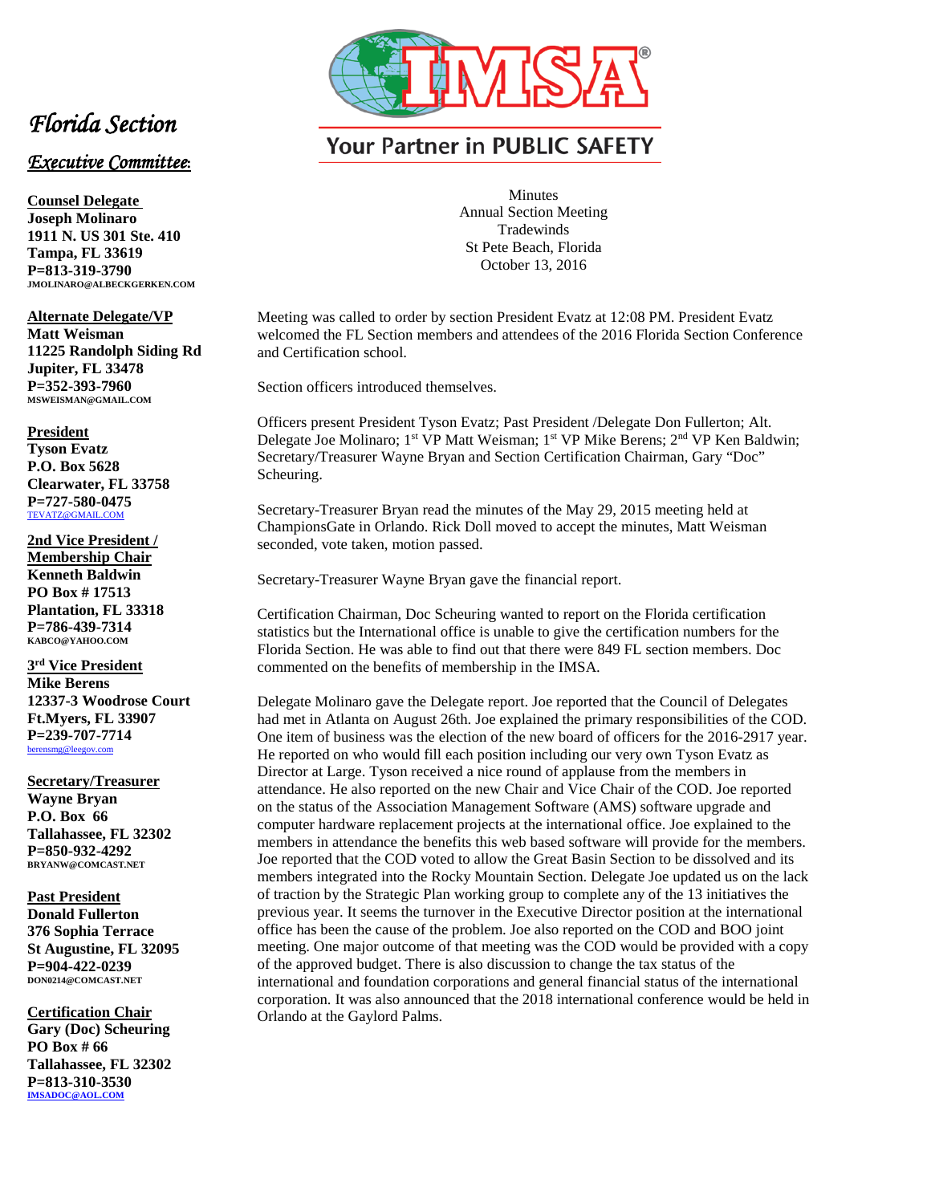IMSA®

Your Partner in PUBLIC SAFETY

*Florida Section*

*Executive Committee:*

**Counsel Delegate**
**Joseph Molinaro**
**1911 N. US 301 Ste. 410**
**Tampa, FL 33619**
**P=813-319-3790**
**JMOLINARO@ALBECKGERKEN.COM**

**Alternate Delegate/VP**
**Matt Weisman**
**11225 Randolph Siding Rd**
**Jupiter, FL 33478**
**P=352-393-7960**
**MSWEISMAN@GMAIL.COM**

**President**
**Tyson Evatz**
**P.O. Box 5628**
**Clearwater, FL 33758**
**P=727-580-0475**
TEVATZ@GMAIL.COM

**2nd Vice President / Membership Chair**
**Kenneth Baldwin**
**PO Box # 17513**
**Plantation, FL 33318**
**P=786-439-7314**
**KABCO@YAHOO.COM**

**3rd Vice President**
**Mike Berens**
**12337-3 Woodrose Court**
**Ft.Myers, FL 33907**
**P=239-707-7714**
berensmg@leegov.com

**Secretary/Treasurer**
**Wayne Bryan**
**P.O. Box 66**
**Tallahassee, FL 32302**
**P=850-932-4292**
**BRYANW@COMCAST.NET**

**Past President**
**Donald Fullerton**
**376 Sophia Terrace**
**St Augustine, FL 32095**
**P=904-422-0239**
**DON0214@COMCAST.NET**

**Certification Chair**
**Gary (Doc) Scheuring**
**PO Box # 66**
**Tallahassee, FL 32302**
**P=813-310-3530**
**IMSADOC@AOL.COM**

Minutes
Annual Section Meeting
Tradewinds
St Pete Beach, Florida
October 13, 2016

Meeting was called to order by section President Evatz at 12:08 PM. President Evatz welcomed the FL Section members and attendees of the 2016 Florida Section Conference and Certification school.

Section officers introduced themselves.

Officers present President Tyson Evatz; Past President /Delegate Don Fullerton; Alt. Delegate Joe Molinaro; 1st VP Matt Weisman; 1st VP Mike Berens; 2nd VP Ken Baldwin; Secretary/Treasurer Wayne Bryan and Section Certification Chairman, Gary "Doc" Scheuring.

Secretary-Treasurer Bryan read the minutes of the May 29, 2015 meeting held at ChampionsGate in Orlando. Rick Doll moved to accept the minutes, Matt Weisman seconded, vote taken, motion passed.

Secretary-Treasurer Wayne Bryan gave the financial report.

Certification Chairman, Doc Scheuring wanted to report on the Florida certification statistics but the International office is unable to give the certification numbers for the Florida Section. He was able to find out that there were 849 FL section members. Doc commented on the benefits of membership in the IMSA.

Delegate Molinaro gave the Delegate report. Joe reported that the Council of Delegates had met in Atlanta on August 26th. Joe explained the primary responsibilities of the COD. One item of business was the election of the new board of officers for the 2016-2917 year. He reported on who would fill each position including our very own Tyson Evatz as Director at Large. Tyson received a nice round of applause from the members in attendance. He also reported on the new Chair and Vice Chair of the COD. Joe reported on the status of the Association Management Software (AMS) software upgrade and computer hardware replacement projects at the international office. Joe explained to the members in attendance the benefits this web based software will provide for the members. Joe reported that the COD voted to allow the Great Basin Section to be dissolved and its members integrated into the Rocky Mountain Section. Delegate Joe updated us on the lack of traction by the Strategic Plan working group to complete any of the 13 initiatives the previous year. It seems the turnover in the Executive Director position at the international office has been the cause of the problem. Joe also reported on the COD and BOO joint meeting. One major outcome of that meeting was the COD would be provided with a copy of the approved budget. There is also discussion to change the tax status of the international and foundation corporations and general financial status of the international corporation. It was also announced that the 2018 international conference would be held in Orlando at the Gaylord Palms.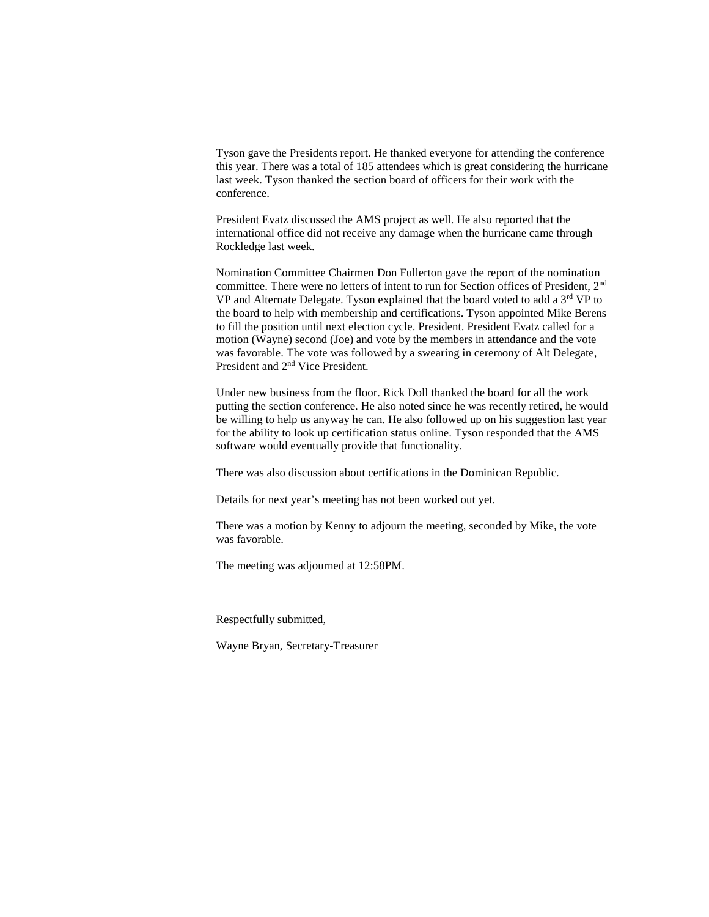Tyson gave the Presidents report. He thanked everyone for attending the conference this year. There was a total of 185 attendees which is great considering the hurricane last week. Tyson thanked the section board of officers for their work with the conference.

President Evatz discussed the AMS project as well. He also reported that the international office did not receive any damage when the hurricane came through Rockledge last week.

Nomination Committee Chairmen Don Fullerton gave the report of the nomination committee. There were no letters of intent to run for Section offices of President, 2nd VP and Alternate Delegate. Tyson explained that the board voted to add a 3rd VP to the board to help with membership and certifications. Tyson appointed Mike Berens to fill the position until next election cycle. President. President Evatz called for a motion (Wayne) second (Joe) and vote by the members in attendance and the vote was favorable. The vote was followed by a swearing in ceremony of Alt Delegate, President and 2nd Vice President.

Under new business from the floor. Rick Doll thanked the board for all the work putting the section conference. He also noted since he was recently retired, he would be willing to help us anyway he can. He also followed up on his suggestion last year for the ability to look up certification status online. Tyson responded that the AMS software would eventually provide that functionality.

There was also discussion about certifications in the Dominican Republic.

Details for next year's meeting has not been worked out yet.

There was a motion by Kenny to adjourn the meeting, seconded by Mike, the vote was favorable.

The meeting was adjourned at 12:58PM.

Respectfully submitted,

Wayne Bryan, Secretary-Treasurer